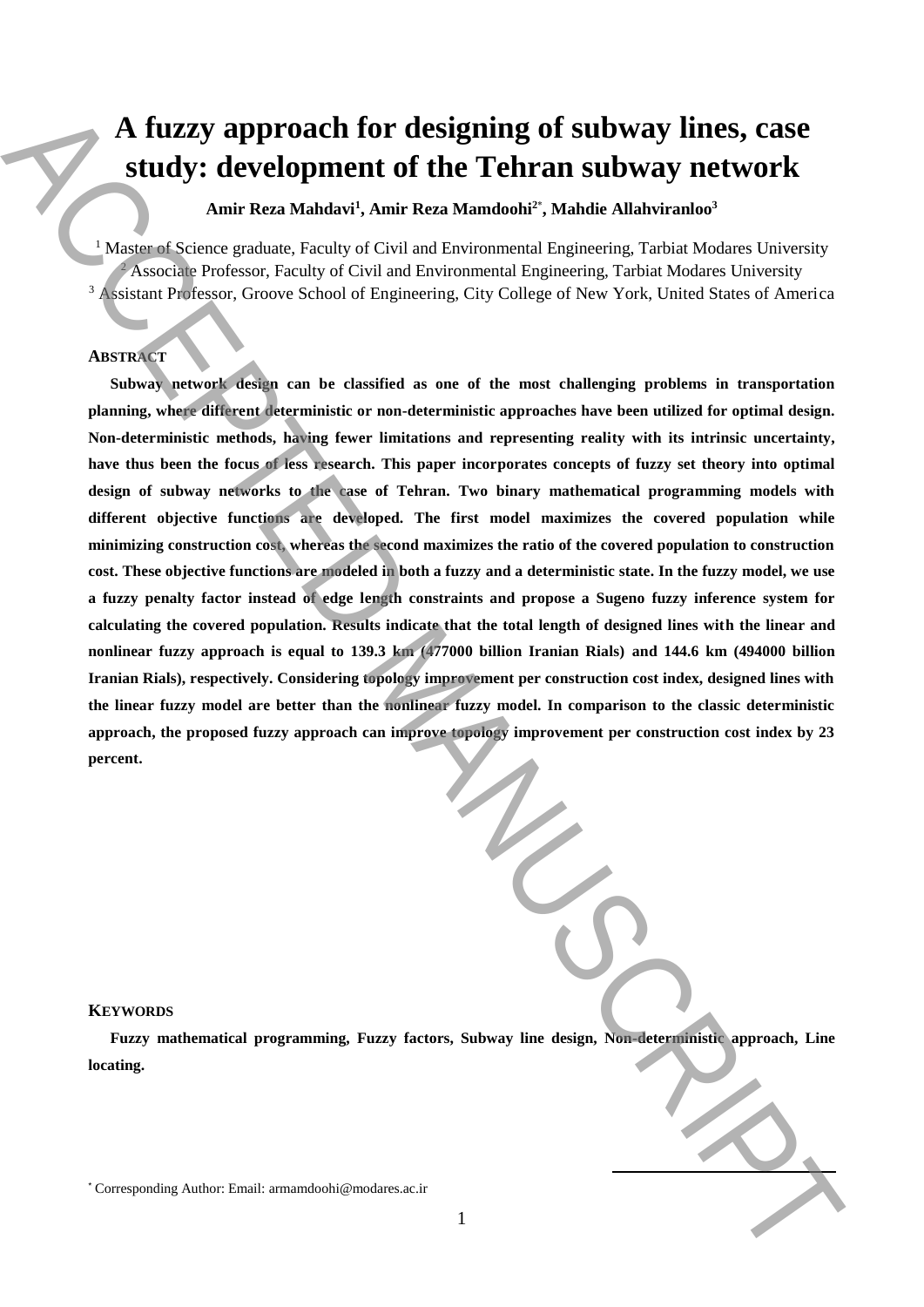# A fuzzy approach for designing of subway lines, case study: development of the Tehran subway network

**Amir Reza Mahdavi[1], Amir Reza Mamdoohi[2*], Mahdie Allahviranloo[3]**

[1] Master of Science graduate, Faculty of Civil and Environmental Engineering, Tarbiat Modares University
[2] Associate Professor, Faculty of Civil and Environmental Engineering, Tarbiat Modares University
[3] Assistant Professor, Groove School of Engineering, City College of New York, United States of America

## ABSTRACT

**Subway network design can be classified as one of the most challenging problems in transportation planning, where different deterministic or non-deterministic approaches have been utilized for optimal design. Non-deterministic methods, having fewer limitations and representing reality with its intrinsic uncertainty, have thus been the focus of less research. This paper incorporates concepts of fuzzy set theory into optimal design of subway networks to the case of Tehran. Two binary mathematical programming models with different objective functions are developed. The first model maximizes the covered population while minimizing construction cost, whereas the second maximizes the ratio of the covered population to construction cost. These objective functions are modeled in both a fuzzy and a deterministic state. In the fuzzy model, we use a fuzzy penalty factor instead of edge length constraints and propose a Sugeno fuzzy inference system for calculating the covered population. Results indicate that the total length of designed lines with the linear and nonlinear fuzzy approach is equal to 139.3 km (477000 billion Iranian Rials) and 144.6 km (494000 billion Iranian Rials), respectively. Considering topology improvement per construction cost index, designed lines with the linear fuzzy model are better than the nonlinear fuzzy model. In comparison to the classic deterministic approach, the proposed fuzzy approach can improve topology improvement per construction cost index by 23 percent.**

## KEYWORDS

**Fuzzy mathematical programming, Fuzzy factors, Subway line design, Non-deterministic approach, Line locating.**

[*] Corresponding Author: Email: armamdoohi@modares.ac.ir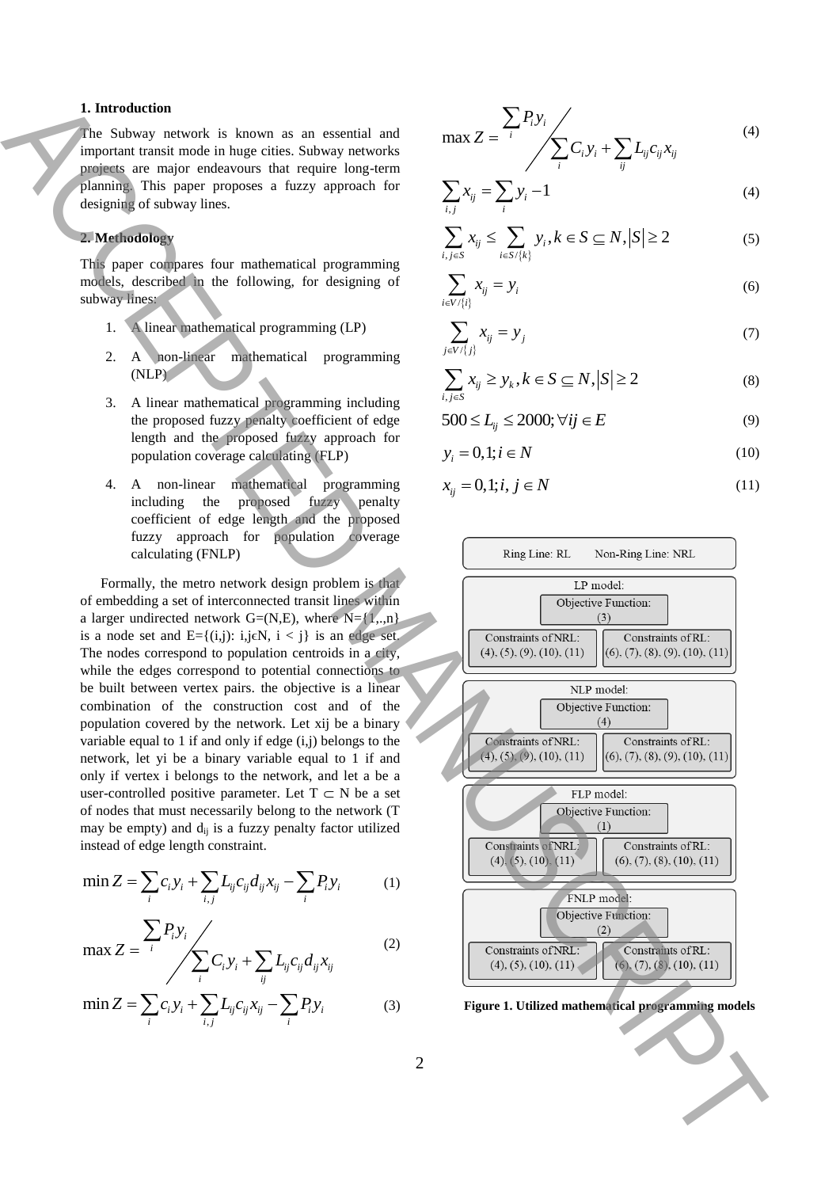## 1. Introduction

The Subway network is known as an essential and important transit mode in huge cities. Subway networks projects are major endeavours that require long-term planning. This paper proposes a fuzzy approach for designing of subway lines.

## 2. Methodology

This paper compares four mathematical programming models, described in the following, for designing of subway lines:

1. A linear mathematical programming (LP)
2. A non-linear mathematical programming (NLP)
3. A linear mathematical programming including the proposed fuzzy penalty coefficient of edge length and the proposed fuzzy approach for population coverage calculating (FLP)
4. A non-linear mathematical programming including the proposed fuzzy penalty coefficient of edge length and the proposed fuzzy approach for population coverage calculating (FNLP)

Formally, the metro network design problem is that of embedding a set of interconnected transit lines within a larger undirected network G=(N,E), where N={1,..,n} is a node set and E={(i,j): i,j∊N, i < j} is an edge set. The nodes correspond to population centroids in a city, while the edges correspond to potential connections to be built between vertex pairs. the objective is a linear combination of the construction cost and the population covered by the network. Let xij be a binary variable equal to 1 if and only if edge (i,j) belongs to the network, let yi be a binary variable equal to 1 if and only if vertex i belongs to the network, and let a be a user-controlled positive parameter. Let T ⊂ N be a set of nodes that must necessarily belong to the network (T may be empty) and $d_{ij}$ is a fuzzy penalty factor utilized instead of edge length constraint.

$$\min Z = \sum_i c_i y_i + \sum_{i,j} L_{ij} c_{ij} d_{ij} x_{ij} - \sum_i P_i y_i \tag{1}$$

$$\max Z = \frac{\sum_i P_i y_i}{\sum_i C_i y_i + \sum_{ij} L_{ij} c_{ij} d_{ij} x_{ij}} \tag{2}$$

$$\min Z = \sum_i c_i y_i + \sum_{i,j} L_{ij} c_{ij} x_{ij} - \sum_i P_i y_i \tag{3}$$

$$\max Z = \frac{\sum_i P_i y_i}{\sum_i C_i y_i + \sum_{ij} L_{ij} c_{ij} x_{ij}} \tag{4}$$

$$\sum_{i,j} x_{ij} = \sum_i y_i - 1 \tag{4}$$

$$\sum_{i,j \in S} x_{ij} \le \sum_{i \in S/\{k\}} y_i, k \in S \subseteq N, |S| \ge 2 \tag{5}$$

$$\sum_{i \in V/\{i\}} x_{ij} = y_i \tag{6}$$

$$\sum_{j \in V/\{j\}} x_{ij} = y_j \tag{7}$$

$$\sum_{i,j \in S} x_{ij} \ge y_k, k \in S \subseteq N, |S| \ge 2 \tag{8}$$

$$500 \le L_{ij} \le 2000; \forall ij \in E \tag{9}$$

$$y_i = 0,1; i \in N \tag{10}$$

$$x_{ij} = 0,1; i, j \in N \tag{11}$$

Ring Line: RL    Non-Ring Line: NRL

- LP model: Objective Function: (3); Constraints of NRL: (4), (5), (9), (10), (11); Constraints of RL: (6), (7), (8), (9), (10), (11)
- NLP model: Objective Function: (4); Constraints of NRL: (4), (5), (9), (10), (11); Constraints of RL: (6), (7), (8), (9), (10), (11)
- FLP model: Objective Function: (1); Constraints of NRL: (4), (5), (10), (11); Constraints of RL: (6), (7), (8), (10), (11)
- FNLP model: Objective Function: (2); Constraints of NRL: (4), (5), (10), (11); Constraints of RL: (6), (7), (8), (10), (11)

**Figure 1. Utilized mathematical programming models**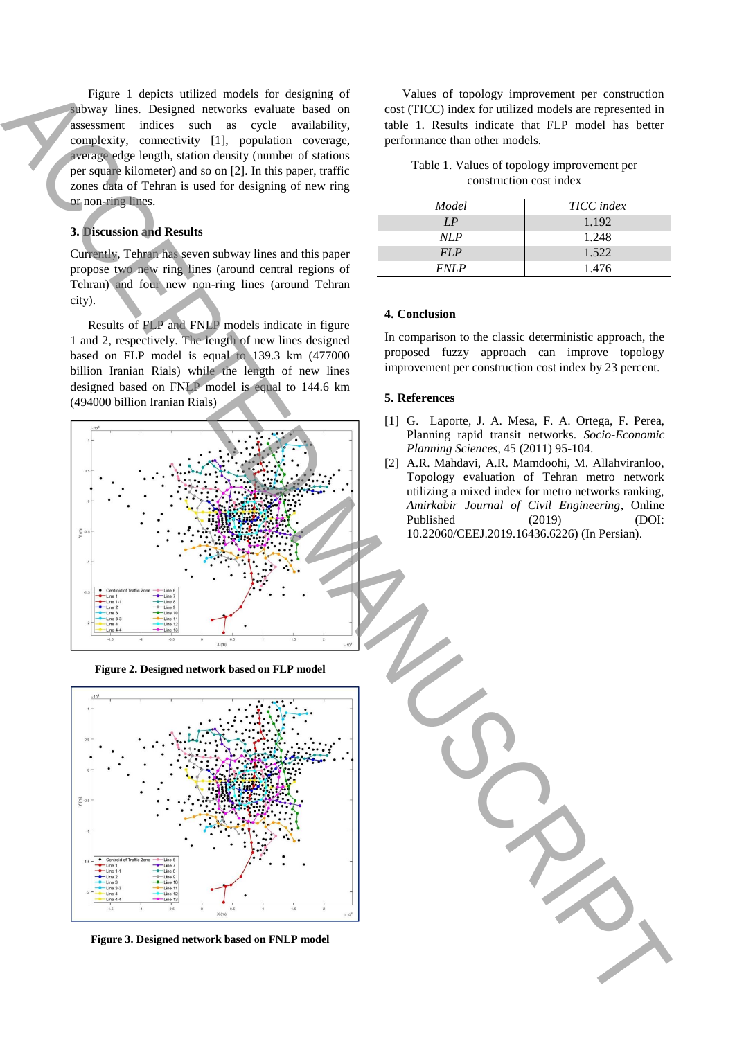Figure 1 depicts utilized models for designing of subway lines. Designed networks evaluate based on assessment indices such as cycle availability, complexity, connectivity [1], population coverage, average edge length, station density (number of stations per square kilometer) and so on [2]. In this paper, traffic zones data of Tehran is used for designing of new ring or non-ring lines.

## 3. Discussion and Results

Currently, Tehran has seven subway lines and this paper propose two new ring lines (around central regions of Tehran) and four new non-ring lines (around Tehran city).

Results of FLP and FNLP models indicate in figure 1 and 2, respectively. The length of new lines designed based on FLP model is equal to 139.3 km (477000 billion Iranian Rials) while the length of new lines designed based on FNLP model is equal to 144.6 km (494000 billion Iranian Rials)

**Figure 2. Designed network based on FLP model**

**Figure 3. Designed network based on FNLP model**

Values of topology improvement per construction cost (TICC) index for utilized models are represented in table 1. Results indicate that FLP model has better performance than other models.

Table 1. Values of topology improvement per construction cost index

| *Model* | *TICC index* |
| --- | --- |
| *LP* | 1.192 |
| *NLP* | 1.248 |
| *FLP* | 1.522 |
| *FNLP* | 1.476 |

## 4. Conclusion

In comparison to the classic deterministic approach, the proposed fuzzy approach can improve topology improvement per construction cost index by 23 percent.

## 5. References

[1] G. Laporte, J. A. Mesa, F. A. Ortega, F. Perea, Planning rapid transit networks. *Socio-Economic Planning Sciences*, 45 (2011) 95-104.

[2] A.R. Mahdavi, A.R. Mamdoohi, M. Allahviranloo, Topology evaluation of Tehran metro network utilizing a mixed index for metro networks ranking, *Amirkabir Journal of Civil Engineering*, Online Published (2019) (DOI: 10.22060/CEEJ.2019.16436.6226) (In Persian).